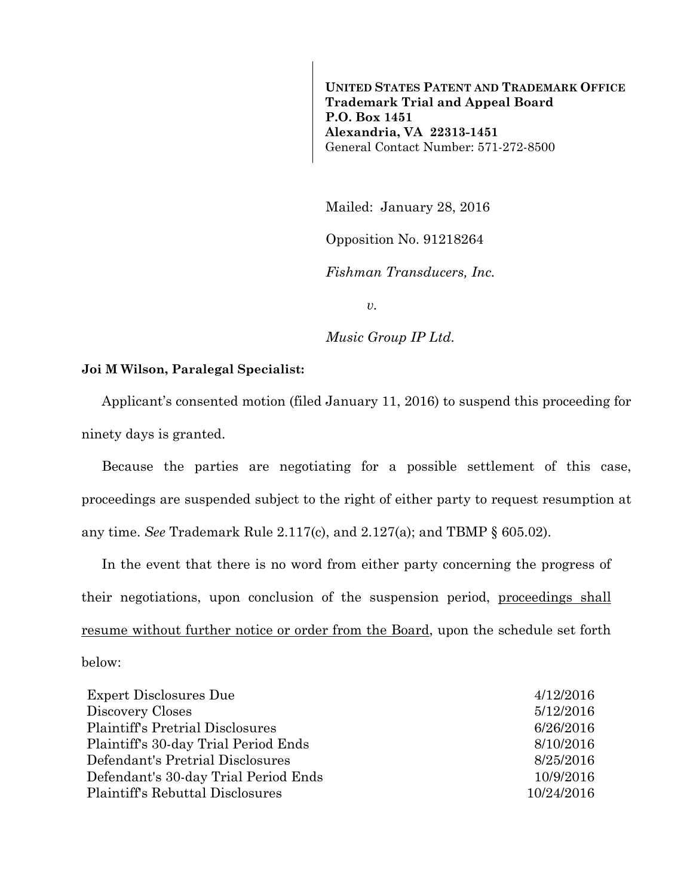**UNITED STATES PATENT AND TRADEMARK OFFICE**
**Trademark Trial and Appeal Board**
**P.O. Box 1451**
**Alexandria, VA 22313-1451**
General Contact Number: 571-272-8500

Mailed: January 28, 2016

Opposition No. 91218264

*Fishman Transducers, Inc.*

*v.*

*Music Group IP Ltd.*

**Joi M Wilson, Paralegal Specialist:**

Applicant's consented motion (filed January 11, 2016) to suspend this proceeding for ninety days is granted.

Because the parties are negotiating for a possible settlement of this case, proceedings are suspended subject to the right of either party to request resumption at any time. *See* Trademark Rule 2.117(c), and 2.127(a); and TBMP § 605.02).

In the event that there is no word from either party concerning the progress of their negotiations, upon conclusion of the suspension period, <u>proceedings shall resume without further notice or order from the Board</u>, upon the schedule set forth below:

| | |
|---|---|
| Expert Disclosures Due | 4/12/2016 |
| Discovery Closes | 5/12/2016 |
| Plaintiff's Pretrial Disclosures | 6/26/2016 |
| Plaintiff's 30-day Trial Period Ends | 8/10/2016 |
| Defendant's Pretrial Disclosures | 8/25/2016 |
| Defendant's 30-day Trial Period Ends | 10/9/2016 |
| Plaintiff's Rebuttal Disclosures | 10/24/2016 |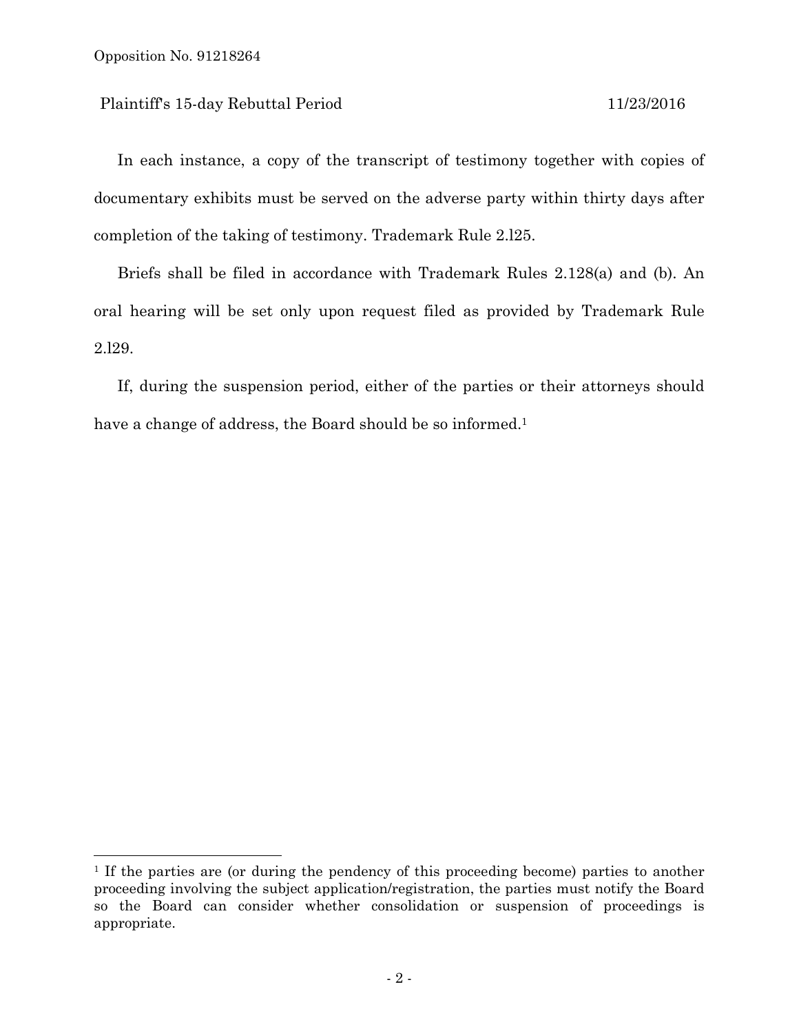Plaintiff's 15-day Rebuttal Period 11/23/2016

In each instance, a copy of the transcript of testimony together with copies of documentary exhibits must be served on the adverse party within thirty days after completion of the taking of testimony. Trademark Rule 2.l25.

Briefs shall be filed in accordance with Trademark Rules 2.128(a) and (b). An oral hearing will be set only upon request filed as provided by Trademark Rule 2.l29.

If, during the suspension period, either of the parties or their attorneys should have a change of address, the Board should be so informed.[1]

[1] If the parties are (or during the pendency of this proceeding become) parties to another proceeding involving the subject application/registration, the parties must notify the Board so the Board can consider whether consolidation or suspension of proceedings is appropriate.